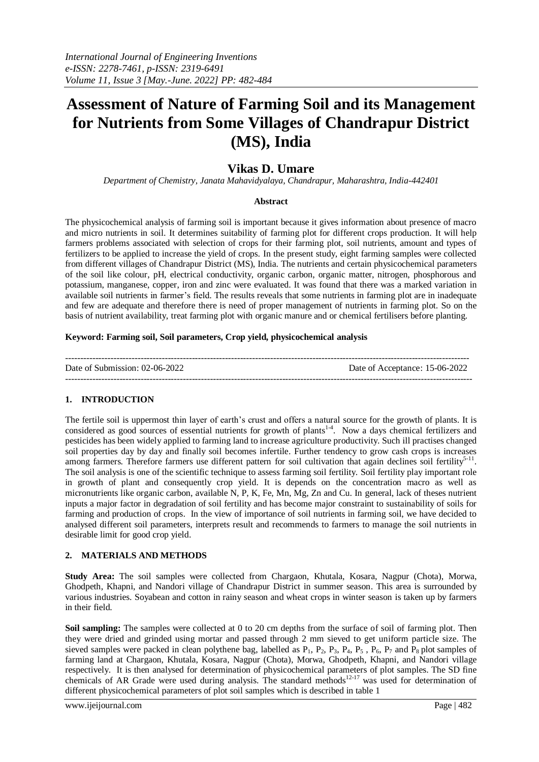# Assessment of Nature of Farming Soil and its Management for Nutrients from Some Villages of Chandrapur District (MS), India

## Vikas D. Umare

*Department of Chemistry, Janata Mahavidyalaya, Chandrapur, Maharashtra, India-442401*

### Abstract

The physicochemical analysis of farming soil is important because it gives information about presence of macro and micro nutrients in soil. It determines suitability of farming plot for different crops production. It will help farmers problems associated with selection of crops for their farming plot, soil nutrients, amount and types of fertilizers to be applied to increase the yield of crops. In the present study, eight farming samples were collected from different villages of Chandrapur District (MS), India. The nutrients and certain physicochemical parameters of the soil like colour, pH, electrical conductivity, organic carbon, organic matter, nitrogen, phosphorous and potassium, manganese, copper, iron and zinc were evaluated. It was found that there was a marked variation in available soil nutrients in farmer's field. The results reveals that some nutrients in farming plot are in inadequate and few are adequate and therefore there is need of proper management of nutrients in farming plot. So on the basis of nutrient availability, treat farming plot with organic manure and or chemical fertilisers before planting.

**Keyword: Farming soil, Soil parameters, Crop yield, physicochemical analysis**

---

Date of Submission: 02-06-2022 Date of Acceptance: 15-06-2022

---

## 1. INTRODUCTION

The fertile soil is uppermost thin layer of earth's crust and offers a natural source for the growth of plants. It is considered as good sources of essential nutrients for growth of plants[1-4]. Now a days chemical fertilizers and pesticides has been widely applied to farming land to increase agriculture productivity. Such ill practises changed soil properties day by day and finally soil becomes infertile. Further tendency to grow cash crops is increases among farmers. Therefore farmers use different pattern for soil cultivation that again declines soil fertility[5-11]. The soil analysis is one of the scientific technique to assess farming soil fertility. Soil fertility play important role in growth of plant and consequently crop yield. It is depends on the concentration macro as well as micronutrients like organic carbon, available N, P, K, Fe, Mn, Mg, Zn and Cu. In general, lack of theses nutrient inputs a major factor in degradation of soil fertility and has become major constraint to sustainability of soils for farming and production of crops. In the view of importance of soil nutrients in farming soil, we have decided to analysed different soil parameters, interprets result and recommends to farmers to manage the soil nutrients in desirable limit for good crop yield.

## 2. MATERIALS AND METHODS

**Study Area:** The soil samples were collected from Chargaon, Khutala, Kosara, Nagpur (Chota), Morwa, Ghodpeth, Khapni, and Nandori village of Chandrapur District in summer season. This area is surrounded by various industries. Soyabean and cotton in rainy season and wheat crops in winter season is taken up by farmers in their field.

**Soil sampling:** The samples were collected at 0 to 20 cm depths from the surface of soil of farming plot. Then they were dried and grinded using mortar and passed through 2 mm sieved to get uniform particle size. The sieved samples were packed in clean polythene bag, labelled as $P_1$, $P_2$, $P_3$, $P_4$, $P_5$ , $P_6$, $P_7$ and $P_8$ plot samples of farming land at Chargaon, Khutala, Kosara, Nagpur (Chota), Morwa, Ghodpeth, Khapni, and Nandori village respectively. It is then analysed for determination of physicochemical parameters of plot samples. The SD fine chemicals of AR Grade were used during analysis. The standard methods[12-17] was used for determination of different physicochemical parameters of plot soil samples which is described in table 1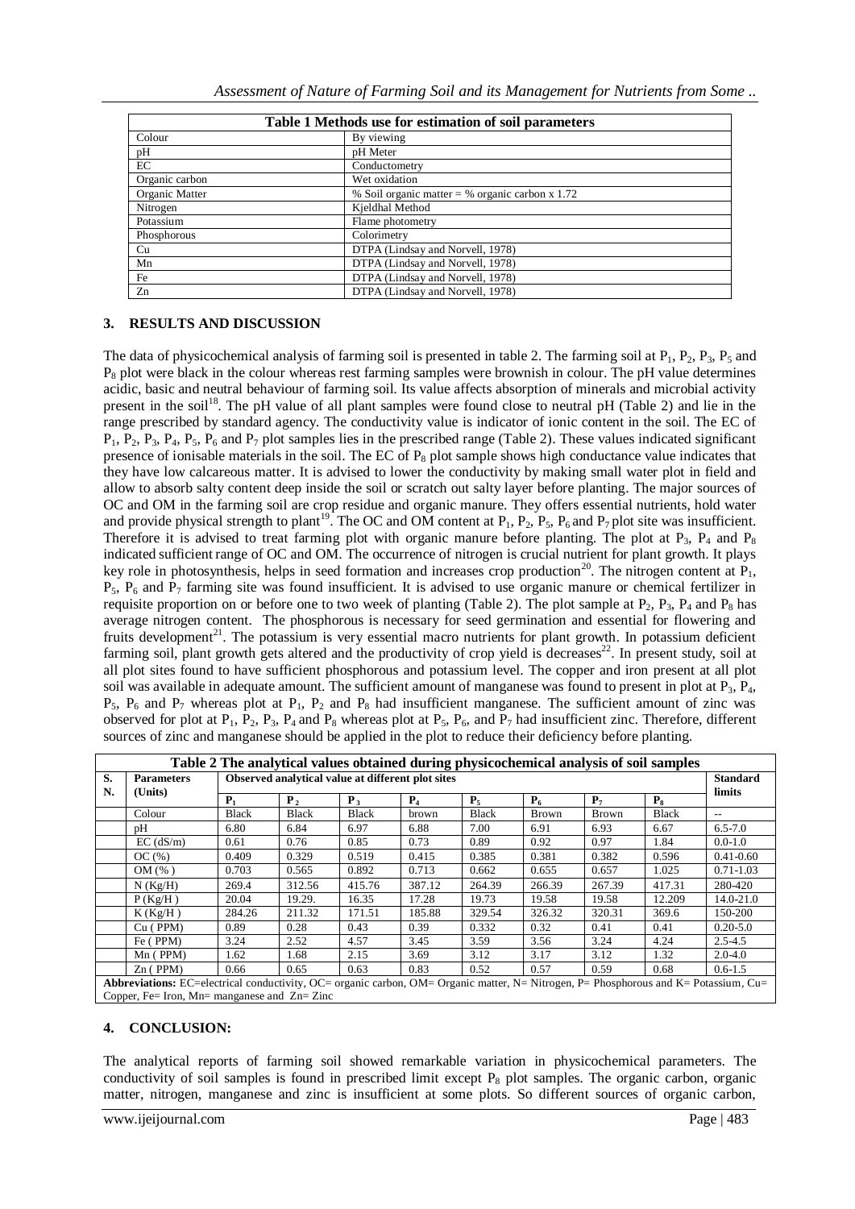**Table 1 Methods use for estimation of soil parameters**

| | |
|---|---|
| Colour | By viewing |
| pH | pH Meter |
| EC | Conductometry |
| Organic carbon | Wet oxidation |
| Organic Matter | % Soil organic matter = % organic carbon x 1.72 |
| Nitrogen | Kjeldhal Method |
| Potassium | Flame photometry |
| Phosphorous | Colorimetry |
| Cu | DTPA (Lindsay and Norvell, 1978) |
| Mn | DTPA (Lindsay and Norvell, 1978) |
| Fe | DTPA (Lindsay and Norvell, 1978) |
| Zn | DTPA (Lindsay and Norvell, 1978) |

## 3. RESULTS AND DISCUSSION

The data of physicochemical analysis of farming soil is presented in table 2. The farming soil at $P_1$, $P_2$, $P_3$, $P_5$ and $P_8$ plot were black in the colour whereas rest farming samples were brownish in colour. The pH value determines acidic, basic and neutral behaviour of farming soil. Its value affects absorption of minerals and microbial activity present in the soil[18]. The pH value of all plant samples were found close to neutral pH (Table 2) and lie in the range prescribed by standard agency. The conductivity value is indicator of ionic content in the soil. The EC of $P_1$, $P_2$, $P_3$, $P_4$, $P_5$, $P_6$ and $P_7$ plot samples lies in the prescribed range (Table 2). These values indicated significant presence of ionisable materials in the soil. The EC of $P_8$ plot sample shows high conductance value indicates that they have low calcareous matter. It is advised to lower the conductivity by making small water plot in field and allow to absorb salty content deep inside the soil or scratch out salty layer before planting. The major sources of OC and OM in the farming soil are crop residue and organic manure. They offers essential nutrients, hold water and provide physical strength to plant[19]. The OC and OM content at $P_1$, $P_2$, $P_5$, $P_6$ and $P_7$ plot site was insufficient. Therefore it is advised to treat farming plot with organic manure before planting. The plot at $P_3$, $P_4$ and $P_8$ indicated sufficient range of OC and OM. The occurrence of nitrogen is crucial nutrient for plant growth. It plays key role in photosynthesis, helps in seed formation and increases crop production[20]. The nitrogen content at $P_1$, $P_5$, $P_6$ and $P_7$ farming site was found insufficient. It is advised to use organic manure or chemical fertilizer in requisite proportion on or before one to two week of planting (Table 2). The plot sample at $P_2$, $P_3$, $P_4$ and $P_8$ has average nitrogen content. The phosphorous is necessary for seed germination and essential for flowering and fruits development[21]. The potassium is very essential macro nutrients for plant growth. In potassium deficient farming soil, plant growth gets altered and the productivity of crop yield is decreases[22]. In present study, soil at all plot sites found to have sufficient phosphorous and potassium level. The copper and iron present at all plot soil was available in adequate amount. The sufficient amount of manganese was found to present in plot at $P_3$, $P_4$, $P_5$, $P_6$ and $P_7$ whereas plot at $P_1$, $P_2$ and $P_8$ had insufficient manganese. The sufficient amount of zinc was observed for plot at $P_1$, $P_2$, $P_3$, $P_4$ and $P_8$ whereas plot at $P_5$, $P_6$, and $P_7$ had insufficient zinc. Therefore, different sources of zinc and manganese should be applied in the plot to reduce their deficiency before planting.

**Table 2 The analytical values obtained during physicochemical analysis of soil samples**

| S. N. | Parameters (Units) | Observed analytical value at different plot sites | | | | | | | | Standard limits |
|---|---|---|---|---|---|---|---|---|---|---|
| | | $P_1$ | $P_2$ | $P_3$ | $P_4$ | $P_5$ | $P_6$ | $P_7$ | $P_8$ | |
| | Colour | Black | Black | Black | brown | Black | Brown | Brown | Black | -- |
| | pH | 6.80 | 6.84 | 6.97 | 6.88 | 7.00 | 6.91 | 6.93 | 6.67 | 6.5-7.0 |
| | EC (dS/m) | 0.61 | 0.76 | 0.85 | 0.73 | 0.89 | 0.92 | 0.97 | 1.84 | 0.0-1.0 |
| | OC (%) | 0.409 | 0.329 | 0.519 | 0.415 | 0.385 | 0.381 | 0.382 | 0.596 | 0.41-0.60 |
| | OM (%) | 0.703 | 0.565 | 0.892 | 0.713 | 0.662 | 0.655 | 0.657 | 1.025 | 0.71-1.03 |
| | N (Kg/H) | 269.4 | 312.56 | 415.76 | 387.12 | 264.39 | 266.39 | 267.39 | 417.31 | 280-420 |
| | P (Kg/H) | 20.04 | 19.29. | 16.35 | 17.28 | 19.73 | 19.58 | 19.58 | 12.209 | 14.0-21.0 |
| | K (Kg/H) | 284.26 | 211.32 | 171.51 | 185.88 | 329.54 | 326.32 | 320.31 | 369.6 | 150-200 |
| | Cu (PPM) | 0.89 | 0.28 | 0.43 | 0.39 | 0.332 | 0.32 | 0.41 | 0.41 | 0.20-5.0 |
| | Fe (PPM) | 3.24 | 2.52 | 4.57 | 3.45 | 3.59 | 3.56 | 3.24 | 4.24 | 2.5-4.5 |
| | Mn (PPM) | 1.62 | 1.68 | 2.15 | 3.69 | 3.12 | 3.17 | 3.12 | 1.32 | 2.0-4.0 |
| | Zn (PPM) | 0.66 | 0.65 | 0.63 | 0.83 | 0.52 | 0.57 | 0.59 | 0.68 | 0.6-1.5 |

**Abbreviations:** EC=electrical conductivity, OC= organic carbon, OM= Organic matter, N= Nitrogen, P= Phosphorous and K= Potassium, Cu= Copper, Fe= Iron, Mn= manganese and Zn= Zinc

## 4. CONCLUSION:

The analytical reports of farming soil showed remarkable variation in physicochemical parameters. The conductivity of soil samples is found in prescribed limit except $P_8$ plot samples. The organic carbon, organic matter, nitrogen, manganese and zinc is insufficient at some plots. So different sources of organic carbon,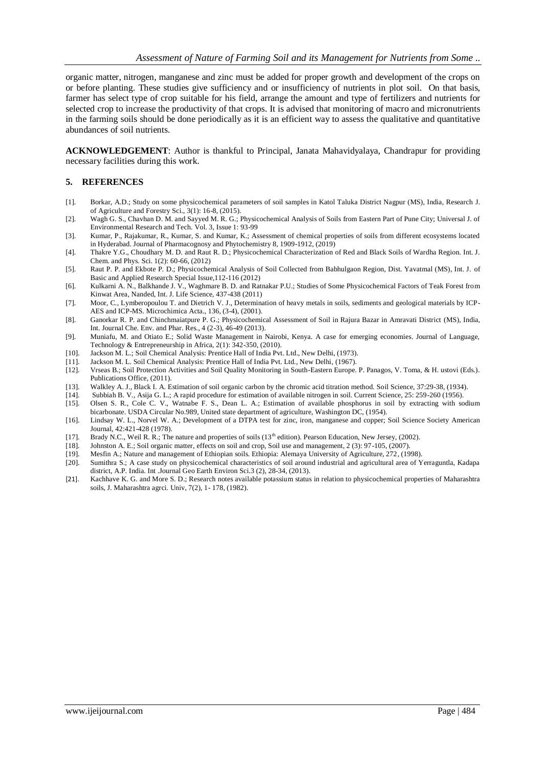organic matter, nitrogen, manganese and zinc must be added for proper growth and development of the crops on or before planting. These studies give sufficiency and or insufficiency of nutrients in plot soil. On that basis, farmer has select type of crop suitable for his field, arrange the amount and type of fertilizers and nutrients for selected crop to increase the productivity of that crops. It is advised that monitoring of macro and micronutrients in the farming soils should be done periodically as it is an efficient way to assess the qualitative and quantitative abundances of soil nutrients.

**ACKNOWLEDGEMENT**: Author is thankful to Principal, Janata Mahavidyalaya, Chandrapur for providing necessary facilities during this work.

## 5. REFERENCES

[1]. Borkar, A.D.; Study on some physicochemical parameters of soil samples in Katol Taluka District Nagpur (MS), India, Research J. of Agriculture and Forestry Sci., 3(1): 16-8, (2015).

[2]. Wagh G. S., Chavhan D. M. and Sayyed M. R. G.; Physicochemical Analysis of Soils from Eastern Part of Pune City; Universal J. of Environmental Research and Tech. Vol. 3, Issue 1: 93-99

[3]. Kumar, P., Rajakumar, R., Kumar, S. and Kumar, K.; Assessment of chemical properties of soils from different ecosystems located in Hyderabad. Journal of Pharmacognosy and Phytochemistry 8, 1909-1912, (2019)

[4]. Thakre Y.G., Choudhary M. D. and Raut R. D.; Physicochemical Characterization of Red and Black Soils of Wardha Region. Int. J. Chem. and Phys. Sci. 1(2): 60-66, (2012)

[5]. Raut P. P. and Ekbote P. D.; Physicochemical Analysis of Soil Collected from Babhulgaon Region, Dist. Yavatmal (MS), Int. J. of Basic and Applied Research Special Issue,112-116 (2012)

[6]. Kulkarni A. N., Balkhande J. V., Waghmare B. D. and Ratnakar P.U.; Studies of Some Physicochemical Factors of Teak Forest from Kinwat Area, Nanded, Int. J. Life Science, 437-438 (2011)

[7]. Moor, C., Lymberopoulou T. and Dietrich V. J., Determination of heavy metals in soils, sediments and geological materials by ICP-AES and ICP-MS. Microchimica Acta., 136, (3-4), (2001).

[8]. Ganorkar R. P. and Chinchmaiatpure P. G.; Physicochemical Assessment of Soil in Rajura Bazar in Amravati District (MS), India, Int. Journal Che. Env. and Phar. Res., 4 (2-3), 46-49 (2013).

[9]. Muniafu, M. and Otiato E.; Solid Waste Management in Nairobi, Kenya. A case for emerging economies. Journal of Language, Technology & Entrepreneurship in Africa, 2(1): 342-350, (2010).

[10]. Jackson M. L.; Soil Chemical Analysis: Prentice Hall of India Pvt. Ltd., New Delhi, (1973).

[11]. Jackson M. L. Soil Chemical Analysis: Prentice Hall of India Pvt. Ltd., New Delhi, (1967).

[12]. Vrseas B.; Soil Protection Activities and Soil Quality Monitoring in South-Eastern Europe. P. Panagos, V. Toma, & H. ustovi (Eds.). Publications Office, (2011).

[13]. Walkley A. J., Black I. A. Estimation of soil organic carbon by the chromic acid titration method. Soil Science, 37:29-38, (1934).

[14]. Subbiah B. V., Asija G. L.; A rapid procedure for estimation of available nitrogen in soil. Current Science, 25: 259-260 (1956).

[15]. Olsen S. R., Cole C. V., Watnabe F. S., Dean L. A.; Estimation of available phosphorus in soil by extracting with sodium bicarbonate. USDA Circular No.989, United state department of agriculture, Washington DC, (1954).

[16]. Lindsay W. L., Norvel W. A.; Development of a DTPA test for zinc, iron, manganese and copper; Soil Science Society American Journal, 42:421-428 (1978).

[17]. Brady N.C., Weil R. R.; The nature and properties of soils (13th edition). Pearson Education, New Jersey, (2002).

[18]. Johnston A. E.; Soil organic matter, effects on soil and crop, Soil use and management, 2 (3): 97-105, (2007).

[19]. Mesfin A.; Nature and management of Ethiopian soils. Ethiopia: Alemaya University of Agriculture, 272, (1998).

[20]. Sumithra S.; A case study on physicochemical characteristics of soil around industrial and agricultural area of Yerraguntla, Kadapa district, A.P. India. Int .Journal Geo Earth Environ Sci.3 (2), 28-34, (2013).

[21]. Kachhave K. G. and More S. D.; Research notes available potassium status in relation to physicochemical properties of Maharashtra soils, J. Maharashtra agrci. Univ, 7(2), 1- 178, (1982).